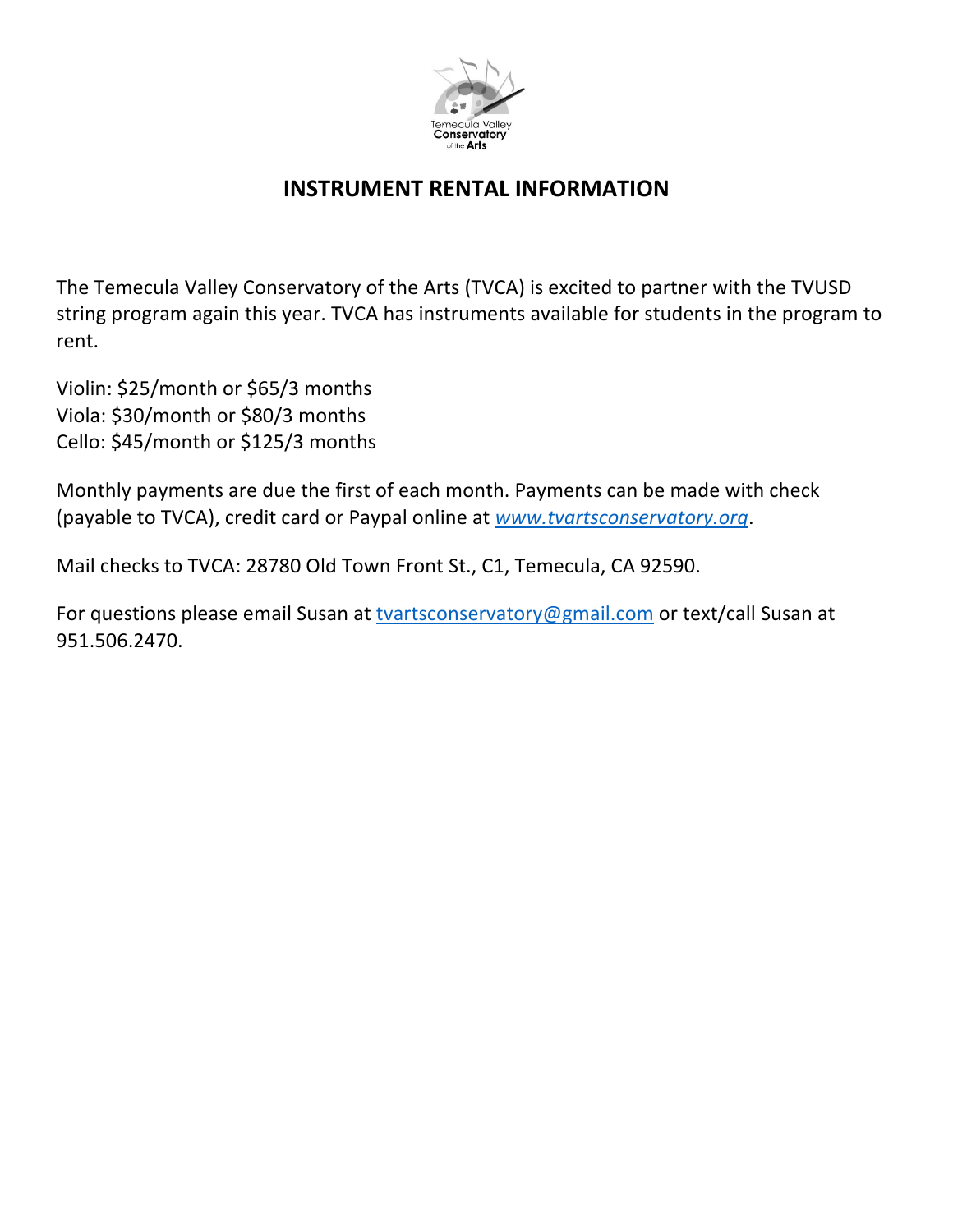Temecula Valley Conservatory of the Arts

# INSTRUMENT RENTAL INFORMATION

The Temecula Valley Conservatory of the Arts (TVCA) is excited to partner with the TVUSD string program again this year. TVCA has instruments available for students in the program to rent.

Violin: $25/month or $65/3 months
Viola: $30/month or $80/3 months
Cello: $45/month or $125/3 months

Monthly payments are due the first of each month. Payments can be made with check (payable to TVCA), credit card or Paypal online at *www.tvartsconservatory.org*.

Mail checks to TVCA: 28780 Old Town Front St., C1, Temecula, CA 92590.

For questions please email Susan at tvartsconservatory@gmail.com or text/call Susan at 951.506.2470.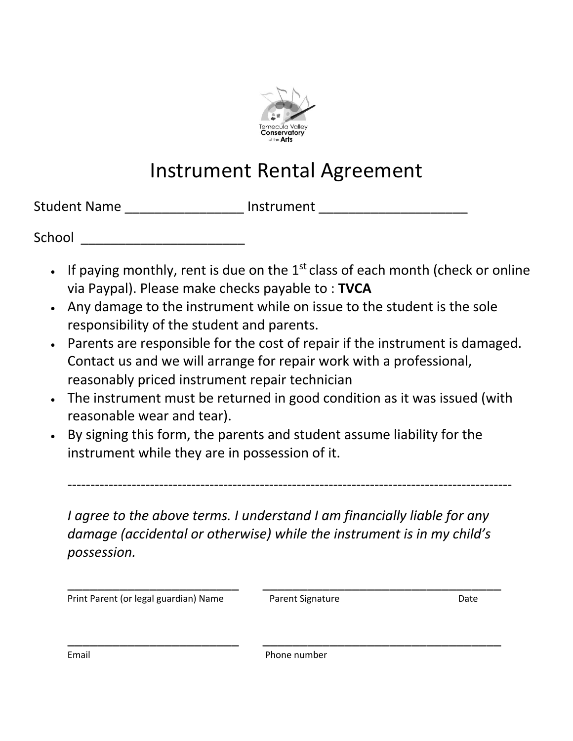Temecula Valley Conservatory of the Arts

# Instrument Rental Agreement

Student Name ________________ Instrument ____________________

School _______________________

- If paying monthly, rent is due on the 1st class of each month (check or online via Paypal). Please make checks payable to : **TVCA**
- Any damage to the instrument while on issue to the student is the sole responsibility of the student and parents.
- Parents are responsible for the cost of repair if the instrument is damaged. Contact us and we will arrange for repair work with a professional, reasonably priced instrument repair technician
- The instrument must be returned in good condition as it was issued (with reasonable wear and tear).
- By signing this form, the parents and student assume liability for the instrument while they are in possession of it.

-----------------------------------------------------------------------------------------------

*I agree to the above terms. I understand I am financially liable for any damage (accidental or otherwise) while the instrument is in my child's possession.*

____________________________ ______________________________________

Print Parent (or legal guardian) Name Parent Signature Date

____________________________ ______________________________________

Email Phone number